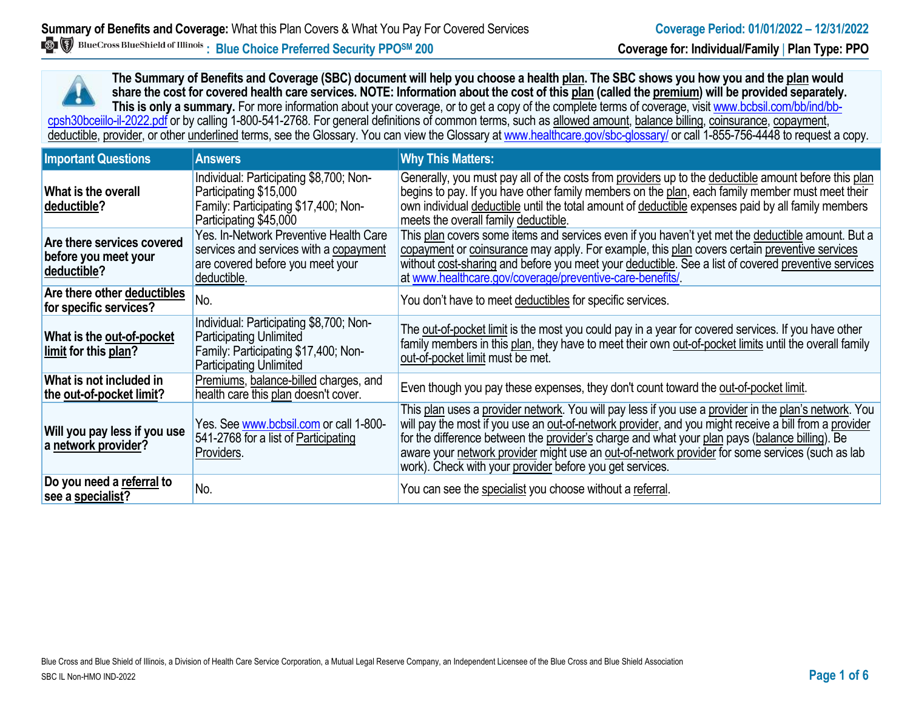**Summary of Benefits and Coverage:** What this Plan Covers & What You Pay For Covered Services

**Coverage Period: 01/01/2022 – 12/31/2022**

BlueCross BlueShield of Illinois **: Blue Choice Preferred Security PPO℠ 200**

**Coverage for: Individual/Family | Plan Type: PPO**

**The Summary of Benefits and Coverage (SBC) document will help you choose a health plan. The SBC shows you how you and the plan would share the cost for covered health care services. NOTE: Information about the cost of this plan (called the premium) will be provided separately. This is only a summary.** For more information about your coverage, or to get a copy of the complete terms of coverage, visit www.bcbsil.com/bb/ind/bb-cpsh30bceiilo-il-2022.pdf or by calling 1-800-541-2768. For general definitions of common terms, such as allowed amount, balance billing, coinsurance, copayment, deductible, provider, or other underlined terms, see the Glossary. You can view the Glossary at www.healthcare.gov/sbc-glossary/ or call 1-855-756-4448 to request a copy.

| Important Questions | Answers | Why This Matters: |
|---|---|---|
| **What is the overall deductible?** | Individual: Participating $8,700; Non-Participating $15,000<br>Family: Participating $17,400; Non-Participating $45,000 | Generally, you must pay all of the costs from providers up to the deductible amount before this plan begins to pay. If you have other family members on the plan, each family member must meet their own individual deductible until the total amount of deductible expenses paid by all family members meets the overall family deductible. |
| **Are there services covered before you meet your deductible?** | Yes. In-Network Preventive Health Care services and services with a copayment are covered before you meet your deductible. | This plan covers some items and services even if you haven't yet met the deductible amount. But a copayment or coinsurance may apply. For example, this plan covers certain preventive services without cost-sharing and before you meet your deductible. See a list of covered preventive services at www.healthcare.gov/coverage/preventive-care-benefits/. |
| **Are there other deductibles for specific services?** | No. | You don't have to meet deductibles for specific services. |
| **What is the out-of-pocket limit for this plan?** | Individual: Participating $8,700; Non-Participating Unlimited<br>Family: Participating $17,400; Non-Participating Unlimited | The out-of-pocket limit is the most you could pay in a year for covered services. If you have other family members in this plan, they have to meet their own out-of-pocket limits until the overall family out-of-pocket limit must be met. |
| **What is not included in the out-of-pocket limit?** | Premiums, balance-billed charges, and health care this plan doesn't cover. | Even though you pay these expenses, they don't count toward the out-of-pocket limit. |
| **Will you pay less if you use a network provider?** | Yes. See www.bcbsil.com or call 1-800-541-2768 for a list of Participating Providers. | This plan uses a provider network. You will pay less if you use a provider in the plan's network. You will pay the most if you use an out-of-network provider, and you might receive a bill from a provider for the difference between the provider's charge and what your plan pays (balance billing). Be aware your network provider might use an out-of-network provider for some services (such as lab work). Check with your provider before you get services. |
| **Do you need a referral to see a specialist?** | No. | You can see the specialist you choose without a referral. |

Blue Cross and Blue Shield of Illinois, a Division of Health Care Service Corporation, a Mutual Legal Reserve Company, an Independent Licensee of the Blue Cross and Blue Shield Association

SBC IL Non-HMO IND-2022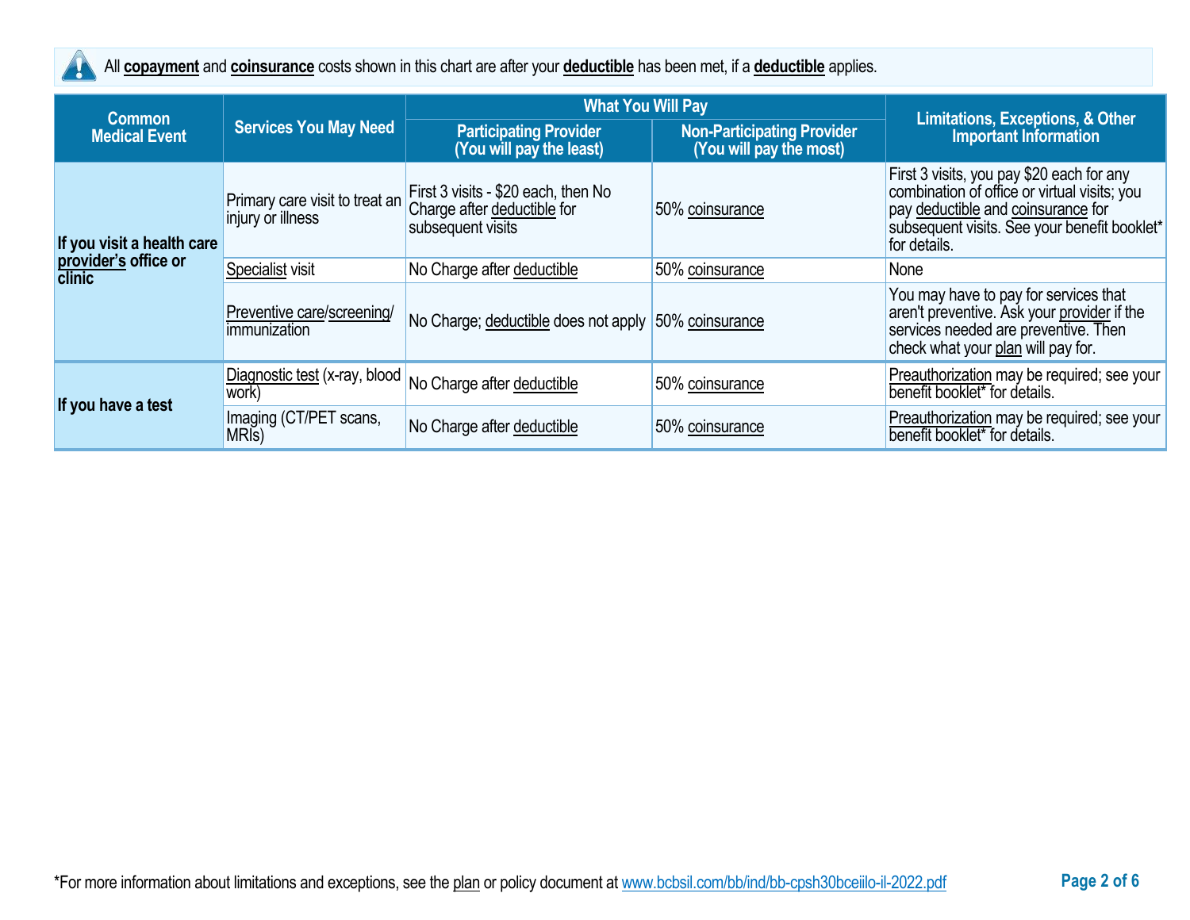All **copayment** and **coinsurance** costs shown in this chart are after your **deductible** has been met, if a **deductible** applies.

| Common Medical Event | Services You May Need | What You Will Pay | | Limitations, Exceptions, & Other Important Information |
|---|---|---|---|---|
| | | Participating Provider (You will pay the least) | Non-Participating Provider (You will pay the most) | |
| If you visit a health care provider's office or clinic | Primary care visit to treat an injury or illness | First 3 visits - $20 each, then No Charge after deductible for subsequent visits | 50% coinsurance | First 3 visits, you pay $20 each for any combination of office or virtual visits; you pay deductible and coinsurance for subsequent visits. See your benefit booklet* for details. |
| | Specialist visit | No Charge after deductible | 50% coinsurance | None |
| | Preventive care/screening/ immunization | No Charge; deductible does not apply | 50% coinsurance | You may have to pay for services that aren't preventive. Ask your provider if the services needed are preventive. Then check what your plan will pay for. |
| If you have a test | Diagnostic test (x-ray, blood work) | No Charge after deductible | 50% coinsurance | Preauthorization may be required; see your benefit booklet* for details. |
| | Imaging (CT/PET scans, MRIs) | No Charge after deductible | 50% coinsurance | Preauthorization may be required; see your benefit booklet* for details. |

*For more information about limitations and exceptions, see the plan or policy document at www.bcbsil.com/bb/ind/bb-cpsh30bceiilo-il-2022.pdf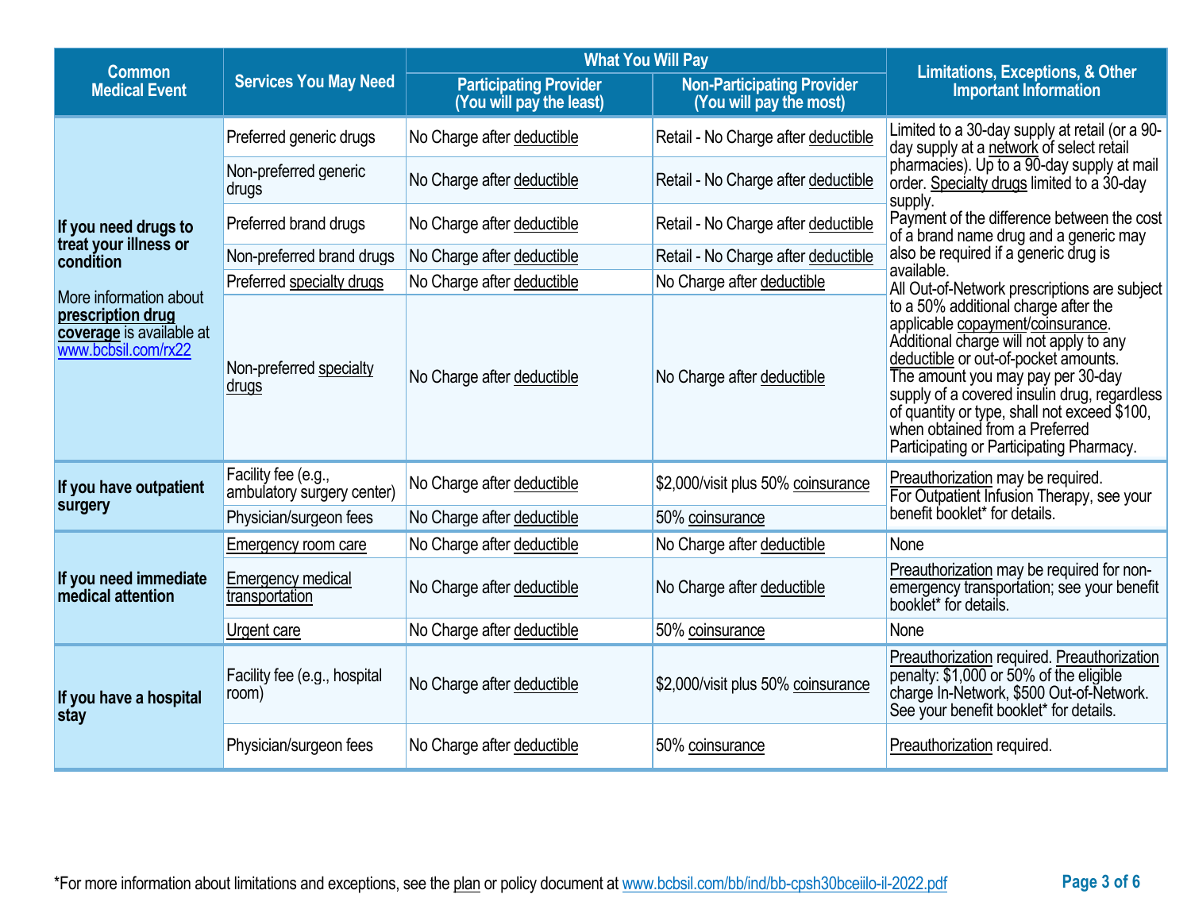| Common Medical Event | Services You May Need | What You Will Pay | | Limitations, Exceptions, & Other Important Information |
|---|---|---|---|---|
| | | Participating Provider (You will pay the least) | Non-Participating Provider (You will pay the most) | |
| **If you need drugs to treat your illness or condition** More information about **prescription drug coverage** is available at www.bcbsil.com/rx22 | Preferred generic drugs | No Charge after deductible | Retail - No Charge after deductible | Limited to a 30-day supply at retail (or a 90-day supply at a network of select retail pharmacies). Up to a 90-day supply at mail order. Specialty drugs limited to a 30-day supply. Payment of the difference between the cost of a brand name drug and a generic may also be required if a generic drug is available. All Out-of-Network prescriptions are subject to a 50% additional charge after the applicable copayment/coinsurance. Additional charge will not apply to any deductible or out-of-pocket amounts. The amount you may pay per 30-day supply of a covered insulin drug, regardless of quantity or type, shall not exceed $100, when obtained from a Preferred Participating or Participating Pharmacy. |
| | Non-preferred generic drugs | No Charge after deductible | Retail - No Charge after deductible | |
| | Preferred brand drugs | No Charge after deductible | Retail - No Charge after deductible | |
| | Non-preferred brand drugs | No Charge after deductible | Retail - No Charge after deductible | |
| | Preferred specialty drugs | No Charge after deductible | No Charge after deductible | |
| | Non-preferred specialty drugs | No Charge after deductible | No Charge after deductible | |
| **If you have outpatient surgery** | Facility fee (e.g., ambulatory surgery center) | No Charge after deductible | $2,000/visit plus 50% coinsurance | Preauthorization may be required. For Outpatient Infusion Therapy, see your benefit booklet* for details. |
| | Physician/surgeon fees | No Charge after deductible | 50% coinsurance | |
| **If you need immediate medical attention** | Emergency room care | No Charge after deductible | No Charge after deductible | None |
| | Emergency medical transportation | No Charge after deductible | No Charge after deductible | Preauthorization may be required for non-emergency transportation; see your benefit booklet* for details. |
| | Urgent care | No Charge after deductible | 50% coinsurance | None |
| **If you have a hospital stay** | Facility fee (e.g., hospital room) | No Charge after deductible | $2,000/visit plus 50% coinsurance | Preauthorization required. Preauthorization penalty: $1,000 or 50% of the eligible charge In-Network, $500 Out-of-Network. See your benefit booklet* for details. |
| | Physician/surgeon fees | No Charge after deductible | 50% coinsurance | Preauthorization required. |

*For more information about limitations and exceptions, see the plan or policy document at www.bcbsil.com/bb/ind/bb-cpsh30bceiilo-il-2022.pdf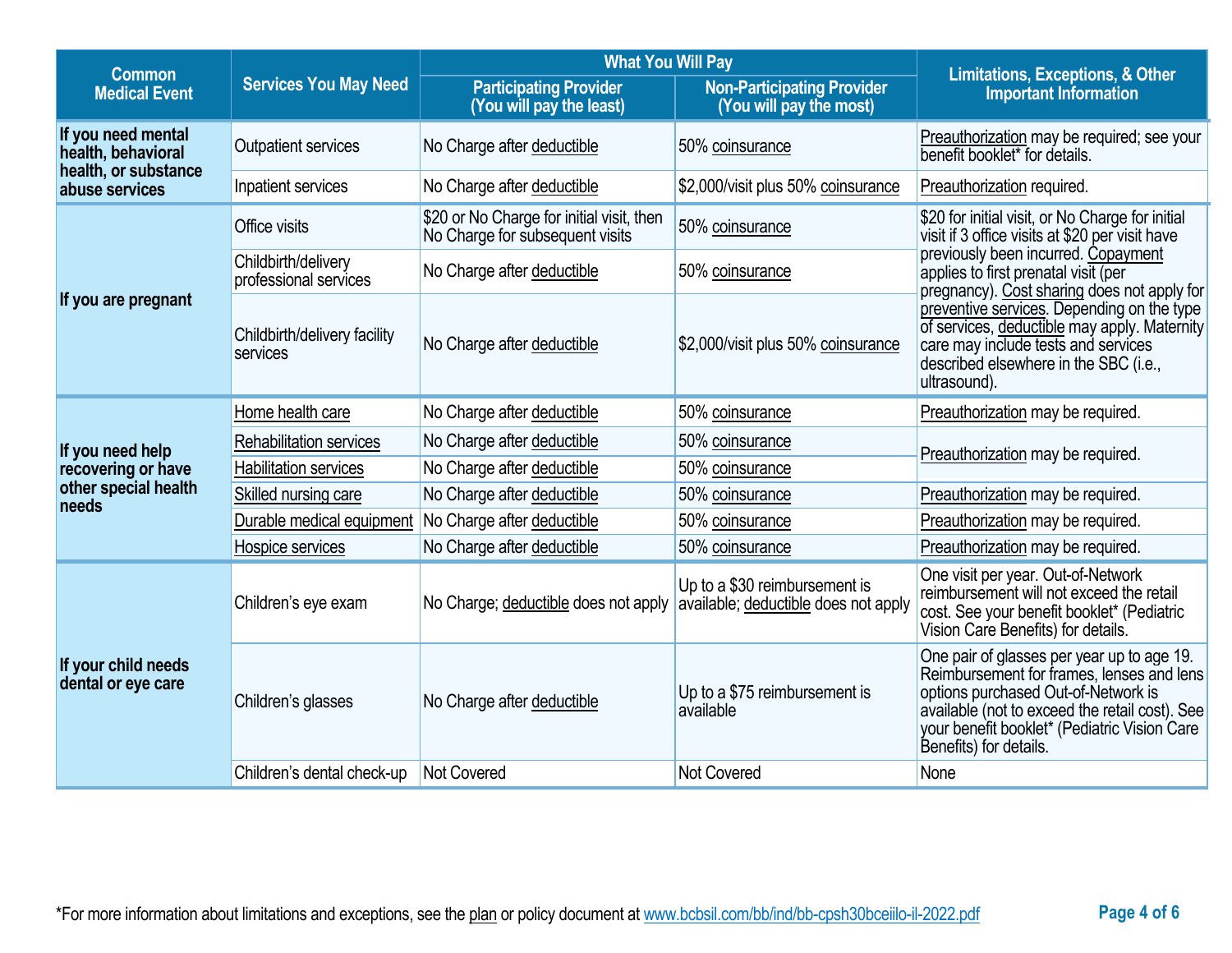| Common Medical Event | Services You May Need | What You Will Pay | | Limitations, Exceptions, & Other Important Information |
|---|---|---|---|---|
| | | Participating Provider (You will pay the least) | Non-Participating Provider (You will pay the most) | |
| If you need mental health, behavioral health, or substance abuse services | Outpatient services | No Charge after deductible | 50% coinsurance | Preauthorization may be required; see your benefit booklet* for details. |
| | Inpatient services | No Charge after deductible | $2,000/visit plus 50% coinsurance | Preauthorization required. |
| If you are pregnant | Office visits | $20 or No Charge for initial visit, then No Charge for subsequent visits | 50% coinsurance | $20 for initial visit, or No Charge for initial visit if 3 office visits at $20 per visit have previously been incurred. Copayment applies to first prenatal visit (per pregnancy). Cost sharing does not apply for preventive services. Depending on the type of services, deductible may apply. Maternity care may include tests and services described elsewhere in the SBC (i.e., ultrasound). |
| | Childbirth/delivery professional services | No Charge after deductible | 50% coinsurance | |
| | Childbirth/delivery facility services | No Charge after deductible | $2,000/visit plus 50% coinsurance | |
| If you need help recovering or have other special health needs | Home health care | No Charge after deductible | 50% coinsurance | Preauthorization may be required. |
| | Rehabilitation services | No Charge after deductible | 50% coinsurance | Preauthorization may be required. |
| | Habilitation services | No Charge after deductible | 50% coinsurance | |
| | Skilled nursing care | No Charge after deductible | 50% coinsurance | Preauthorization may be required. |
| | Durable medical equipment | No Charge after deductible | 50% coinsurance | Preauthorization may be required. |
| | Hospice services | No Charge after deductible | 50% coinsurance | Preauthorization may be required. |
| If your child needs dental or eye care | Children's eye exam | No Charge; deductible does not apply | Up to a $30 reimbursement is available; deductible does not apply | One visit per year. Out-of-Network reimbursement will not exceed the retail cost. See your benefit booklet* (Pediatric Vision Care Benefits) for details. |
| | Children's glasses | No Charge after deductible | Up to a $75 reimbursement is available | One pair of glasses per year up to age 19. Reimbursement for frames, lenses and lens options purchased Out-of-Network is available (not to exceed the retail cost). See your benefit booklet* (Pediatric Vision Care Benefits) for details. |
| | Children's dental check-up | Not Covered | Not Covered | None |

*For more information about limitations and exceptions, see the plan or policy document at www.bcbsil.com/bb/ind/bb-cpsh30bceiilo-il-2022.pdf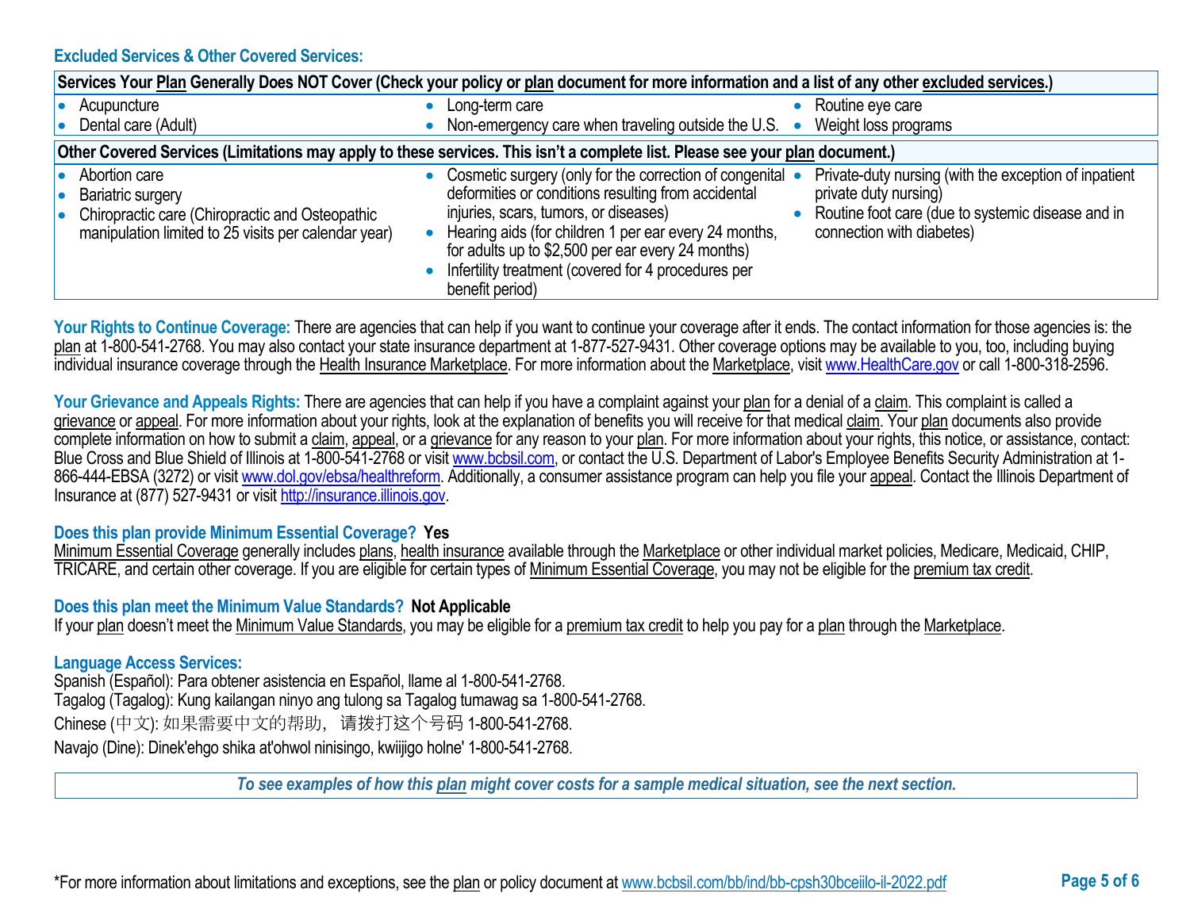### Excluded Services & Other Covered Services:

| Services Your Plan Generally Does NOT Cover (Check your policy or plan document for more information and a list of any other excluded services.) | | |
|---|---|---|
| • Acupuncture<br>• Dental care (Adult) | • Long-term care<br>• Non-emergency care when traveling outside the U.S. | • Routine eye care<br>• Weight loss programs |

| Other Covered Services (Limitations may apply to these services. This isn't a complete list. Please see your plan document.) | | |
|---|---|---|
| • Abortion care<br>• Bariatric surgery<br>• Chiropractic care (Chiropractic and Osteopathic manipulation limited to 25 visits per calendar year) | • Cosmetic surgery (only for the correction of congenital deformities or conditions resulting from accidental injuries, scars, tumors, or diseases)<br>• Hearing aids (for children 1 per ear every 24 months, for adults up to $2,500 per ear every 24 months)<br>• Infertility treatment (covered for 4 procedures per benefit period) | • Private-duty nursing (with the exception of inpatient private duty nursing)<br>• Routine foot care (due to systemic disease and in connection with diabetes) |

**Your Rights to Continue Coverage:** There are agencies that can help if you want to continue your coverage after it ends. The contact information for those agencies is: the plan at 1-800-541-2768. You may also contact your state insurance department at 1-877-527-9431. Other coverage options may be available to you, too, including buying individual insurance coverage through the Health Insurance Marketplace. For more information about the Marketplace, visit www.HealthCare.gov or call 1-800-318-2596.

**Your Grievance and Appeals Rights:** There are agencies that can help if you have a complaint against your plan for a denial of a claim. This complaint is called a grievance or appeal. For more information about your rights, look at the explanation of benefits you will receive for that medical claim. Your plan documents also provide complete information on how to submit a claim, appeal, or a grievance for any reason to your plan. For more information about your rights, this notice, or assistance, contact: Blue Cross and Blue Shield of Illinois at 1-800-541-2768 or visit www.bcbsil.com, or contact the U.S. Department of Labor's Employee Benefits Security Administration at 1-866-444-EBSA (3272) or visit www.dol.gov/ebsa/healthreform. Additionally, a consumer assistance program can help you file your appeal. Contact the Illinois Department of Insurance at (877) 527-9431 or visit http://insurance.illinois.gov.

**Does this plan provide Minimum Essential Coverage? Yes**

Minimum Essential Coverage generally includes plans, health insurance available through the Marketplace or other individual market policies, Medicare, Medicaid, CHIP, TRICARE, and certain other coverage. If you are eligible for certain types of Minimum Essential Coverage, you may not be eligible for the premium tax credit.

**Does this plan meet the Minimum Value Standards? Not Applicable**

If your plan doesn't meet the Minimum Value Standards, you may be eligible for a premium tax credit to help you pay for a plan through the Marketplace.

**Language Access Services:**

Spanish (Español): Para obtener asistencia en Español, llame al 1-800-541-2768.
Tagalog (Tagalog): Kung kailangan ninyo ang tulong sa Tagalog tumawag sa 1-800-541-2768.
Chinese (中文): 如果需要中文的帮助，请拨打这个号码 1-800-541-2768.
Navajo (Dine): Dinek'ehgo shika at'ohwol ninisingo, kwiijigo holne' 1-800-541-2768.

*To see examples of how this plan might cover costs for a sample medical situation, see the next section.*

*For more information about limitations and exceptions, see the plan or policy document at www.bcbsil.com/bb/ind/bb-cpsh30bceiilo-il-2022.pdf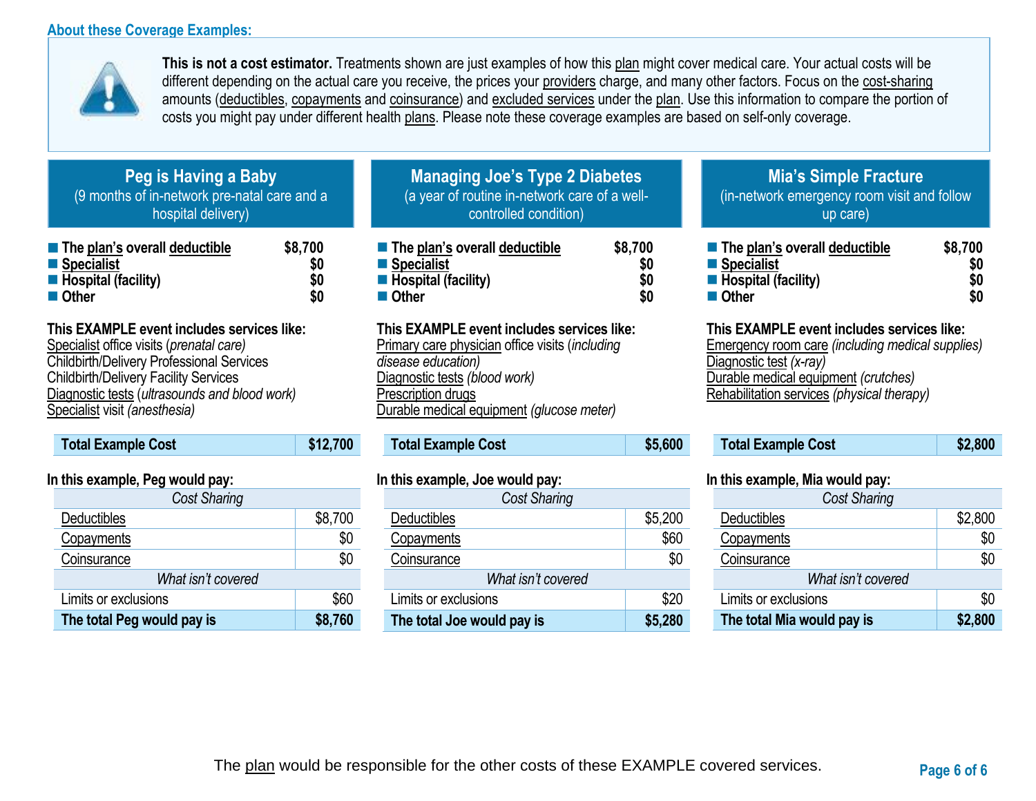## About these Coverage Examples:

**This is not a cost estimator.** Treatments shown are just examples of how this plan might cover medical care. Your actual costs will be different depending on the actual care you receive, the prices your providers charge, and many other factors. Focus on the cost-sharing amounts (deductibles, copayments and coinsurance) and excluded services under the plan. Use this information to compare the portion of costs you might pay under different health plans. Please note these coverage examples are based on self-only coverage.

### Peg is Having a Baby

(9 months of in-network pre-natal care and a hospital delivery)

- **The plan's overall deductible** **$8,700**
- **Specialist** **$0**
- **Hospital (facility)** **$0**
- **Other** **$0**

**This EXAMPLE event includes services like:**
Specialist office visits (*prenatal care*)
Childbirth/Delivery Professional Services
Childbirth/Delivery Facility Services
Diagnostic tests (*ultrasounds and blood work*)
Specialist visit *(anesthesia)*

| **Total Example Cost** | **$12,700** |
|---|---|

**In this example, Peg would pay:**

| *Cost Sharing* | |
|---|---|
| Deductibles | $8,700 |
| Copayments | $0 |
| Coinsurance | $0 |
| *What isn't covered* | |
| Limits or exclusions | $60 |
| **The total Peg would pay is** | **$8,760** |

### Managing Joe's Type 2 Diabetes

(a year of routine in-network care of a well-controlled condition)

- **The plan's overall deductible** **$8,700**
- **Specialist** **$0**
- **Hospital (facility)** **$0**
- **Other** **$0**

**This EXAMPLE event includes services like:**
Primary care physician office visits (*including disease education)*
Diagnostic tests *(blood work)*
Prescription drugs
Durable medical equipment *(glucose meter)*

| **Total Example Cost** | **$5,600** |
|---|---|

**In this example, Joe would pay:**

| *Cost Sharing* | |
|---|---|
| Deductibles | $5,200 |
| Copayments | $60 |
| Coinsurance | $0 |
| *What isn't covered* | |
| Limits or exclusions | $20 |
| **The total Joe would pay is** | **$5,280** |

### Mia's Simple Fracture

(in-network emergency room visit and follow up care)

- **The plan's overall deductible** **$8,700**
- **Specialist** **$0**
- **Hospital (facility)** **$0**
- **Other** **$0**

**This EXAMPLE event includes services like:**
Emergency room care *(including medical supplies)*
Diagnostic test *(x-ray)*
Durable medical equipment *(crutches)*
Rehabilitation services *(physical therapy)*

| **Total Example Cost** | **$2,800** |
|---|---|

**In this example, Mia would pay:**

| *Cost Sharing* | |
|---|---|
| Deductibles | $2,800 |
| Copayments | $0 |
| Coinsurance | $0 |
| *What isn't covered* | |
| Limits or exclusions | $0 |
| **The total Mia would pay is** | **$2,800** |

The plan would be responsible for the other costs of these EXAMPLE covered services.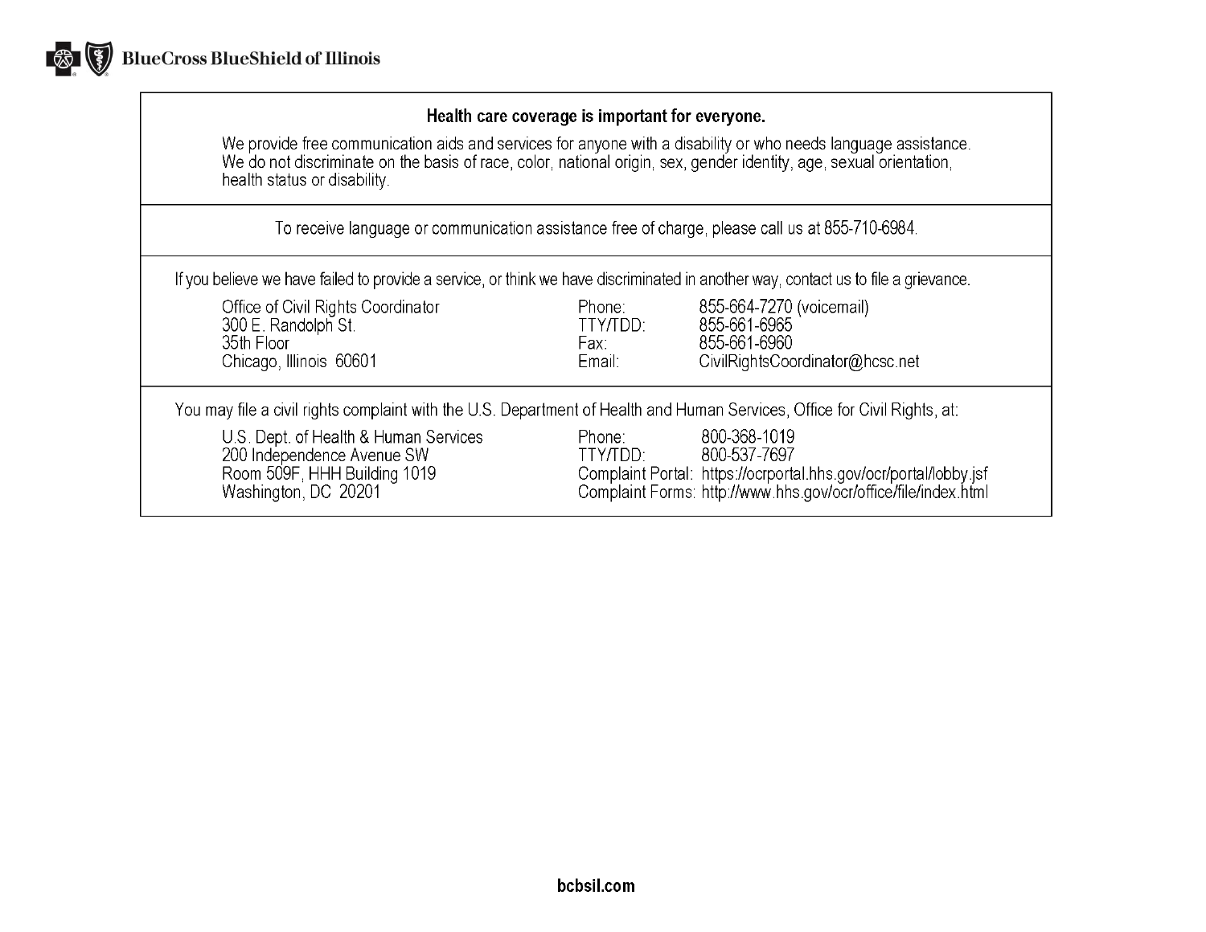BlueCross BlueShield of Illinois

## Health care coverage is important for everyone.

We provide free communication aids and services for anyone with a disability or who needs language assistance. We do not discriminate on the basis of race, color, national origin, sex, gender identity, age, sexual orientation, health status or disability.

To receive language or communication assistance free of charge, please call us at 855-710-6984.

If you believe we have failed to provide a service, or think we have discriminated in another way, contact us to file a grievance.

| | | |
|---|---|---|
| Office of Civil Rights Coordinator | Phone: | 855-664-7270 (voicemail) |
| 300 E. Randolph St. | TTY/TDD: | 855-661-6965 |
| 35th Floor | Fax: | 855-661-6960 |
| Chicago, Illinois 60601 | Email: | CivilRightsCoordinator@hcsc.net |

You may file a civil rights complaint with the U.S. Department of Health and Human Services, Office for Civil Rights, at:

| | | |
|---|---|---|
| U.S. Dept. of Health & Human Services | Phone: | 800-368-1019 |
| 200 Independence Avenue SW | TTY/TDD: | 800-537-7697 |
| Room 509F, HHH Building 1019 | Complaint Portal: | https://ocrportal.hhs.gov/ocr/portal/lobby.jsf |
| Washington, DC 20201 | Complaint Forms: | http://www.hhs.gov/ocr/office/file/index.html |

**bcbsil.com**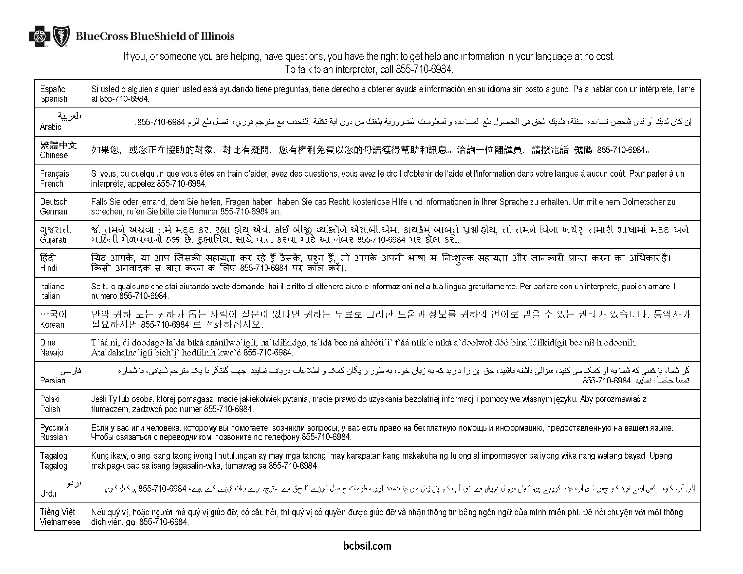BlueCross BlueShield of Illinois

If you, or someone you are helping, have questions, you have the right to get help and information in your language at no cost. To talk to an interpreter, call 855-710-6984.

| | |
|---|---|
| Español<br>Spanish | Si usted o alguien a quien usted está ayudando tiene preguntas, tiene derecho a obtener ayuda e información en su idioma sin costo alguno. Para hablar con un intérprete, llame al 855-710-6984. |
| العربية<br>Arabic | إن كان لديك أو لدى شخص تساعده أسئلة، فلديك الحق في الحصول على المساعدة والمعلومات الضرورية بلغتك من دون اية تكلفة .للتحدث مع مترجم فوري، اتصل على الرقم 855-710-6984. |
| 繁體中文<br>Chinese | 如果您，或您正在協助的對象，對此有疑問，您有權利免費以您的母語獲得幫助和訊息。洽詢一位翻譯員，請撥電話 號碼 855-710-6984。 |
| Français<br>French | Si vous, ou quelqu'un que vous êtes en train d'aider, avez des questions, vous avez le droit d'obtenir de l'aide et l'information dans votre langue à aucun coût. Pour parler à un interprète, appelez 855-710-6984. |
| Deutsch<br>German | Falls Sie oder jemand, dem Sie helfen, Fragen haben, haben Sie das Recht, kostenlose Hilfe und Informationen in Ihrer Sprache zu erhalten. Um mit einem Dolmetscher zu sprechen, rufen Sie bitte die Nummer 855-710-6984 an. |
| ગુજરાતી<br>Gujarati | જો તમને અથવા તમે મદદ કરી રહ્યા હોય એવી કોઈ બીજી વ્યક્તિને એસ.બી.એમ. કાયક્રમ બાબતે પ્રશ્નો હોય, તો તમને વિના ખચેર, તમારી ભાષામાં મદદ અને માહિતી મેળવવાનો હક્ક છે. દુભાષિયા સાથે વાત કરવા માટે આ નંબર 855-710-6984 પર કૉલ કરો. |
| हिंदी<br>Hindi | यदि आपके, या आप जिसकी सहायता कर रहे हैं उसके, प्रश्न हैं, तो आपके अपनी भाषा म निःशुल्क सहायता और जानकारी प्राप्त करन का अधिकार है। किसी अनवादक स बात करन क लिए 855-710-6984 पर कॉल करें। |
| Italiano<br>Italian | Se tu o qualcuno che stai aiutando avete domande, hai il diritto di ottenere aiuto e informazioni nella tua lingua gratuitamente. Per parlare con un interprete, puoi chiamare il numero 855-710-6984. |
| 한국어<br>Korean | 만약 귀하 또는 귀하가 돕는 사람이 질문이 있다면 귀하는 무료로 그러한 도움과 정보를 귀하의 언어로 받을 수 있는 권리가 있습니다. 통역사가 필요하시면 855-710-6984 로 전화하십시오. |
| Diné<br>Navajo | T'áá ni, éí doodago ła'da bíká anánílwo'ígíí, na'ídílkidgo, ts'ídá bee ná ahóóti'i' t'áá níík'e níká a'doolwoł dóó bína'ídílkidígíí bee nił h odoonih. Ata'dahalne'ígíí bich'į' hodíilnih kwe'é 855-710-6984. |
| فارسی<br>Persian | اگر شما، یا کسی که شما به او کمک می کنید، سؤالی داشته باشید، حق این را دارید که به زبان خود، به طور رایگان کمک و اطلاعات دریافت نمایید. جهت گفتگو با یک مترجم شفاهی، با شماره 855-710-6984 تمسا حاصل نمایید. |
| Polski<br>Polish | Jeśli Ty lub osoba, której pomagasz, macie jakiekolwiek pytania, macie prawo do uzyskania bezpłatnej informacji i pomocy we własnym języku. Aby porozmawiać z tłumaczem, zadzwoń pod numer 855-710-6984. |
| Русский<br>Russian | Если у вас или человека, которому вы помогаете, возникли вопросы, у вас есть право на бесплатную помощь и информацию, предоставленную на вашем языке. Чтобы связаться с переводчиком, позвоните по телефону 855-710-6984. |
| Tagalog<br>Tagalog | Kung ikaw, o ang isang taong iyong tinutulungan ay may mga tanong, may karapatan kang makakuha ng tulong at impormasyon sa iyong wika nang walang bayad. Upang makipag-usap sa isang tagasalin-wika, tumawag sa 855-710-6984. |
| اردو<br>Urdu | اگر آپ کو، یا کسی ایسے فرد کو جس کی آپ مدد کررہے ہیں، کوئی سوال درپیش ہے تو، آپ کو اپنی زبان میں مفت مدد اور معلومات حاصل کرنے کا حق ہے۔ مترجم سے بات کرنے کے لیے، 855-710-6984 پر کال کریں۔ |
| Tiếng Việt<br>Vietnamese | Nếu quý vị, hoặc người mà quý vị giúp đỡ, có câu hỏi, thì quý vị có quyền được giúp đỡ và nhận thông tin bằng ngôn ngữ của mình miễn phí. Để nói chuyện với một thông dịch viên, gọi 855-710-6984. |

bcbsil.com